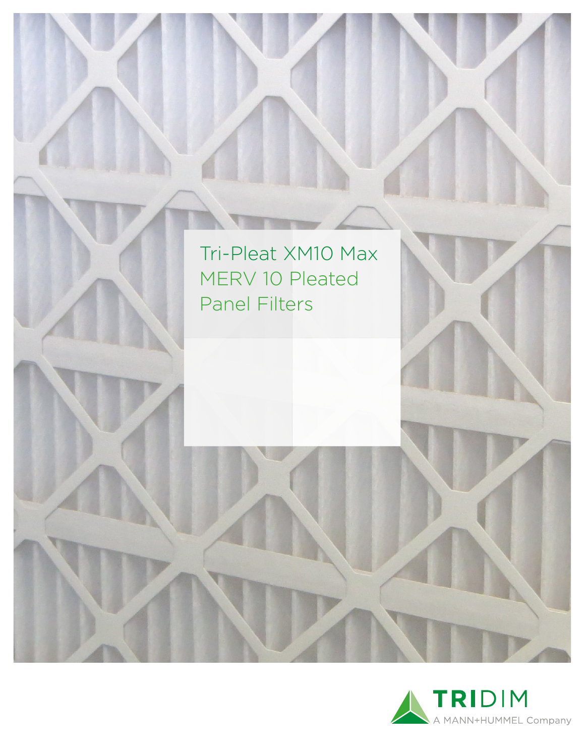# Tri-Pleat XM10 Max MERV 10 Pleated Panel Filters

TRIDIM
A MANN+HUMMEL Company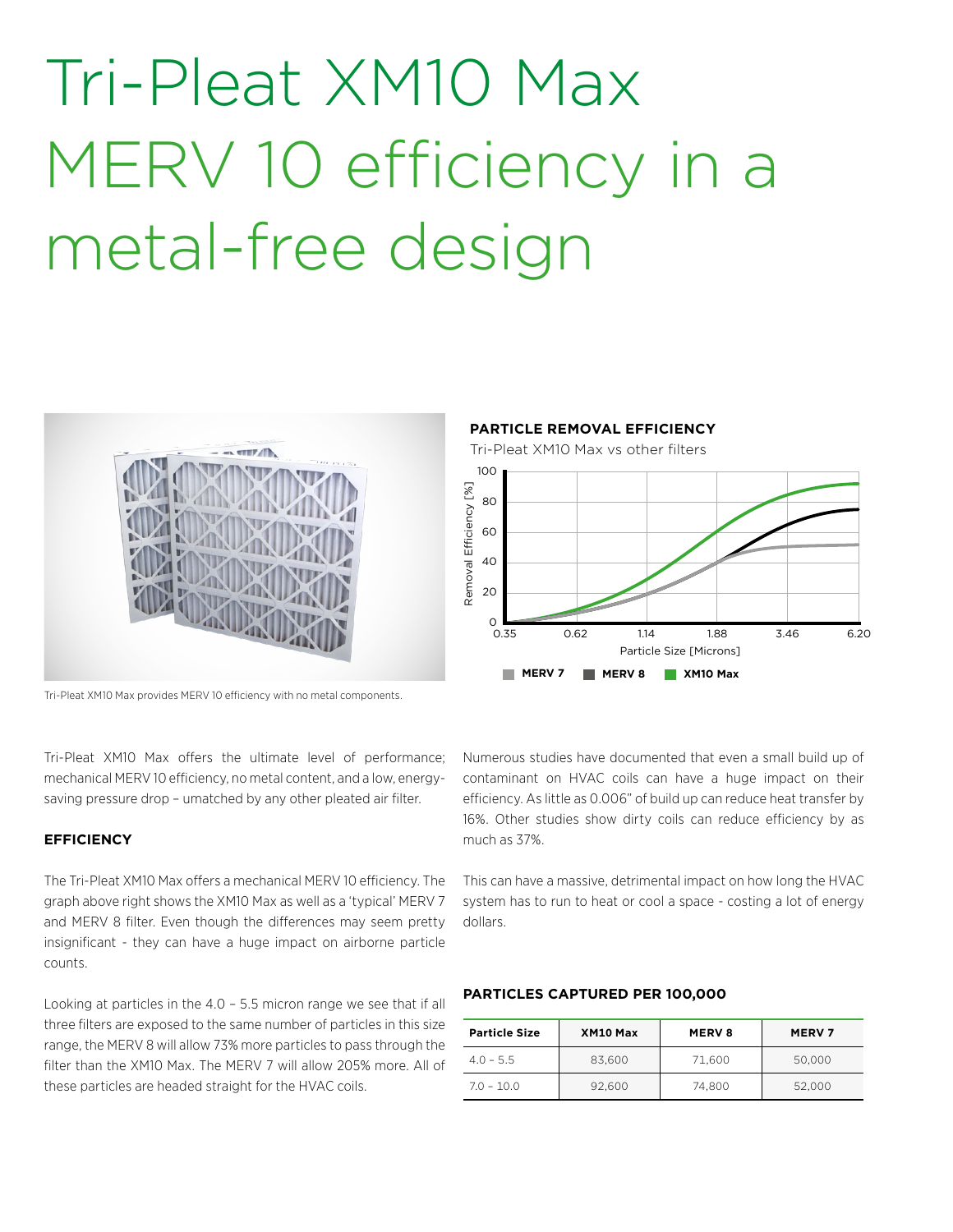# Tri-Pleat XM10 Max MERV 10 efficiency in a metal-free design

Tri-Pleat XM10 Max provides MERV 10 efficiency with no metal components.

**PARTICLE REMOVAL EFFICIENCY**

Tri-Pleat XM10 Max vs other filters

Tri-Pleat XM10 Max offers the ultimate level of performance; mechanical MERV 10 efficiency, no metal content, and a low, energy-saving pressure drop – umatched by any other pleated air filter.

### EFFICIENCY

The Tri-Pleat XM10 Max offers a mechanical MERV 10 efficiency. The graph above right shows the XM10 Max as well as a 'typical' MERV 7 and MERV 8 filter. Even though the differences may seem pretty insignificant - they can have a huge impact on airborne particle counts.

Looking at particles in the 4.0 – 5.5 micron range we see that if all three filters are exposed to the same number of particles in this size range, the MERV 8 will allow 73% more particles to pass through the filter than the XM10 Max. The MERV 7 will allow 205% more. All of these particles are headed straight for the HVAC coils.

Numerous studies have documented that even a small build up of contaminant on HVAC coils can have a huge impact on their efficiency. As little as 0.006" of build up can reduce heat transfer by 16%. Other studies show dirty coils can reduce efficiency by as much as 37%.

This can have a massive, detrimental impact on how long the HVAC system has to run to heat or cool a space - costing a lot of energy dollars.

**PARTICLES CAPTURED PER 100,000**

| Particle Size | XM10 Max | MERV 8 | MERV 7 |
|---|---|---|---|
| 4.0 – 5.5 | 83,600 | 71,600 | 50,000 |
| 7.0 – 10.0 | 92,600 | 74,800 | 52,000 |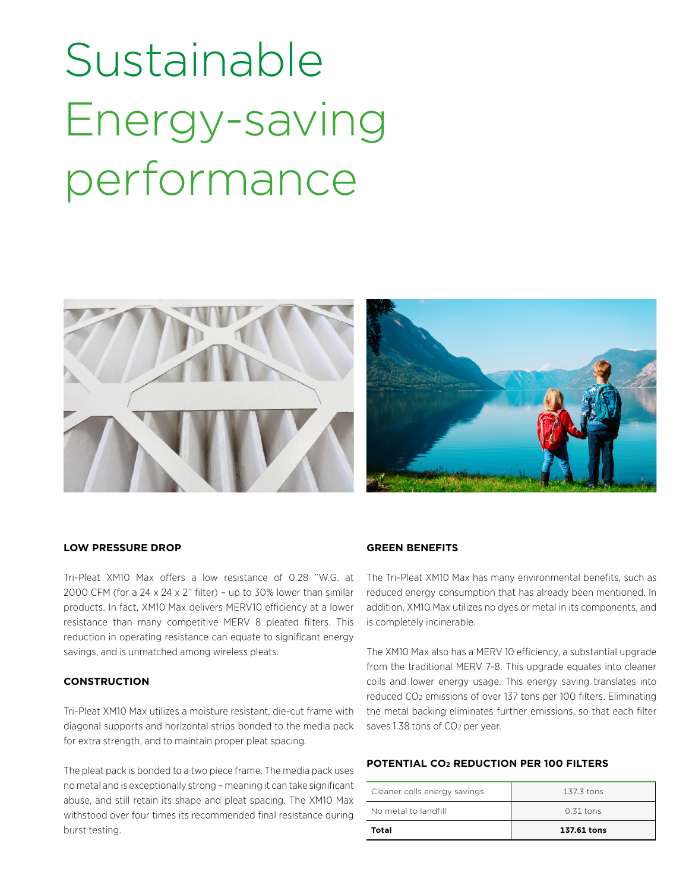# Sustainable Energy-saving performance

### LOW PRESSURE DROP

Tri-Pleat XM10 Max offers a low resistance of 0.28 "W.G. at 2000 CFM (for a 24 x 24 x 2" filter) – up to 30% lower than similar products. In fact, XM10 Max delivers MERV10 efficiency at a lower resistance than many competitive MERV 8 pleated filters. This reduction in operating resistance can equate to significant energy savings, and is unmatched among wireless pleats.

### CONSTRUCTION

Tri-Pleat XM10 Max utilizes a moisture resistant, die-cut frame with diagonal supports and horizontal strips bonded to the media pack for extra strength, and to maintain proper pleat spacing.

The pleat pack is bonded to a two piece frame. The media pack uses no metal and is exceptionally strong – meaning it can take significant abuse, and still retain its shape and pleat spacing. The XM10 Max withstood over four times its recommended final resistance during burst testing.

### GREEN BENEFITS

The Tri-Pleat XM10 Max has many environmental benefits, such as reduced energy consumption that has already been mentioned. In addition, XM10 Max utilizes no dyes or metal in its components, and is completely incinerable.

The XM10 Max also has a MERV 10 efficiency, a substantial upgrade from the traditional MERV 7-8. This upgrade equates into cleaner coils and lower energy usage. This energy saving translates into reduced $CO_2$ emissions of over 137 tons per 100 filters. Eliminating the metal backing eliminates further emissions, so that each filter saves 1.38 tons of $CO_2$ per year.

### POTENTIAL $CO_2$ REDUCTION PER 100 FILTERS

| | |
|---|---|
| Cleaner coils energy savings | 137.3 tons |
| No metal to landfill | 0.31 tons |
| **Total** | **137.61 tons** |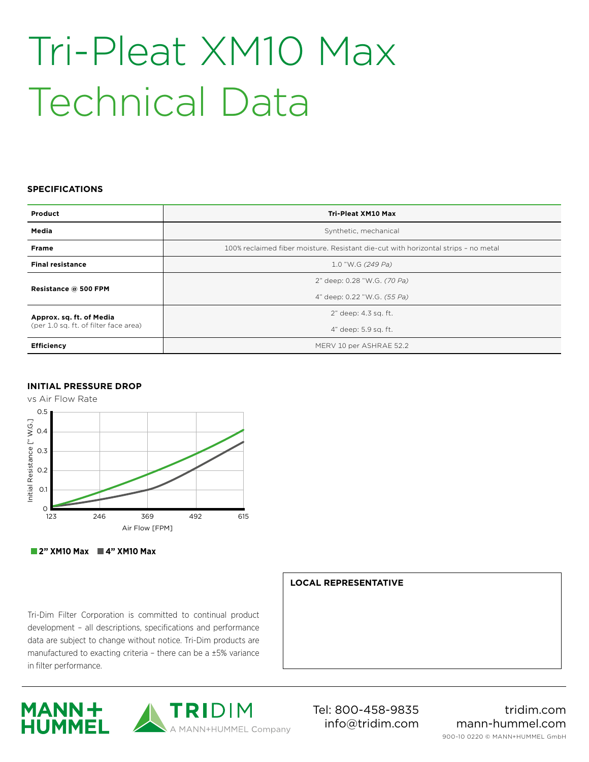# Tri-Pleat XM10 Max Technical Data

## SPECIFICATIONS

| Product | Tri-Pleat XM10 Max |
|---|---|
| Media | Synthetic, mechanical |
| Frame | 100% reclaimed fiber moisture. Resistant die-cut with horizontal strips – no metal |
| Final resistance | 1.0 "W.G *(249 Pa)* |
| Resistance @ 500 FPM | 2" deep: 0.28 "W.G. *(70 Pa)*<br>4" deep: 0.22 "W.G. *(55 Pa)* |
| Approx. sq. ft. of Media (per 1.0 sq. ft. of filter face area) | 2" deep: 4.3 sq. ft.<br>4" deep: 5.9 sq. ft. |
| Efficiency | MERV 10 per ASHRAE 52.2 |

## INITIAL PRESSURE DROP

vs Air Flow Rate

Initial Resistance [" W.G.]

0.5
0.4
0.3
0.2
0.1
0

123
246
369
492
615

Air Flow [FPM]

2" XM10 Max
4" XM10 Max

Tri-Dim Filter Corporation is committed to continual product development – all descriptions, specifications and performance data are subject to change without notice. Tri-Dim products are manufactured to exacting criteria – there can be a ±5% variance in filter performance.

**LOCAL REPRESENTATIVE**

MANN+HUMMEL

TRIDIM A MANN+HUMMEL Company

Tel: 800-458-9835
info@tridim.com

tridim.com
mann-hummel.com

900-10 0220 © MANN+HUMMEL GmbH